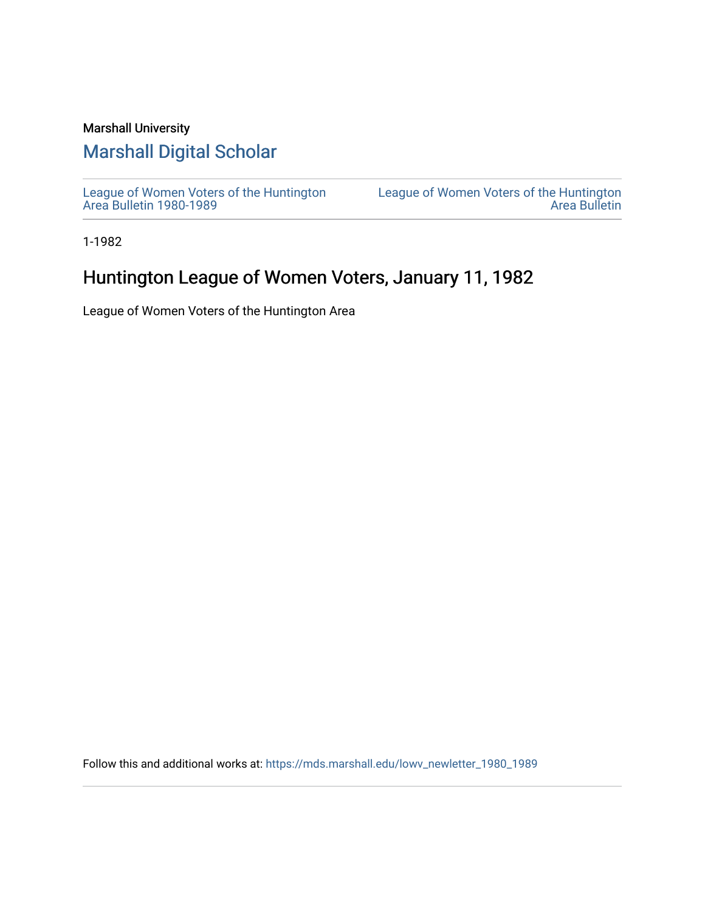Marshall University

## Marshall Digital Scholar

League of Women Voters of the Huntington Area Bulletin 1980-1989

League of Women Voters of the Huntington Area Bulletin

1-1982

# Huntington League of Women Voters, January 11, 1982

League of Women Voters of the Huntington Area

Follow this and additional works at: https://mds.marshall.edu/lowv_newletter_1980_1989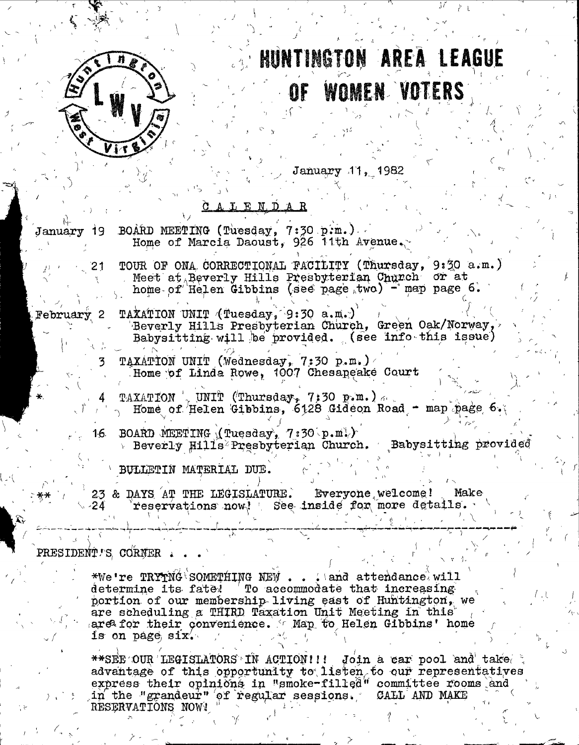# HUNTINGTON AREA LEAGUE OF WOMEN VOTERS

January 11, 1982

## CALENDAR

January 19 BOARD MEETING (Tuesday, 7:30 p.m.)
Home of Marcia Daoust, 926 11th Avenue.

21 TOUR OF ONA CORRECTIONAL FACILITY (Thursday, 9:30 a.m.)
Meet at Beverly Hills Presbyterian Church or at home of Helen Gibbins (see page two) - map page 6.

February 2 TAXATION UNIT (Tuesday, 9:30 a.m.)
Beverly Hills Presbyterian Church, Green Oak/Norway, Babysitting will be provided. (see info this issue)

3 TAXATION UNIT (Wednesday, 7:30 p.m.)
Home of Linda Rowe, 1007 Chesapeake Court

\* 4 TAXATION UNIT (Thursday, 7:30 p.m.)
Home of Helen Gibbins, 6128 Gideon Road - map page 6.

16 BOARD MEETING (Tuesday, 7:30 p.m.)
Beverly Hills Presbyterian Church. Babysitting provided

BULLETIN MATERIAL DUE.

\*\* 23 & 24 DAYS AT THE LEGISLATURE. Everyone welcome! Make reservations now! See inside for more details.

---

## PRESIDENT'S CORNER . . .

*We're TRYING SOMETHING NEW . . . and attendance will determine its fate! To accommodate that increasing portion of our membership living east of Huntington, we are scheduling a THIRD Taxation Unit Meeting in this area for their convenience. Map to Helen Gibbins' home is on page six.

**SEE OUR LEGISLATORS IN ACTION!!! Join a car pool and take advantage of this opportunity to listen to our representatives express their opinions in "smoke-filled" committee rooms and in the "grandeur" of regular sessions. CALL AND MAKE RESERVATIONS NOW!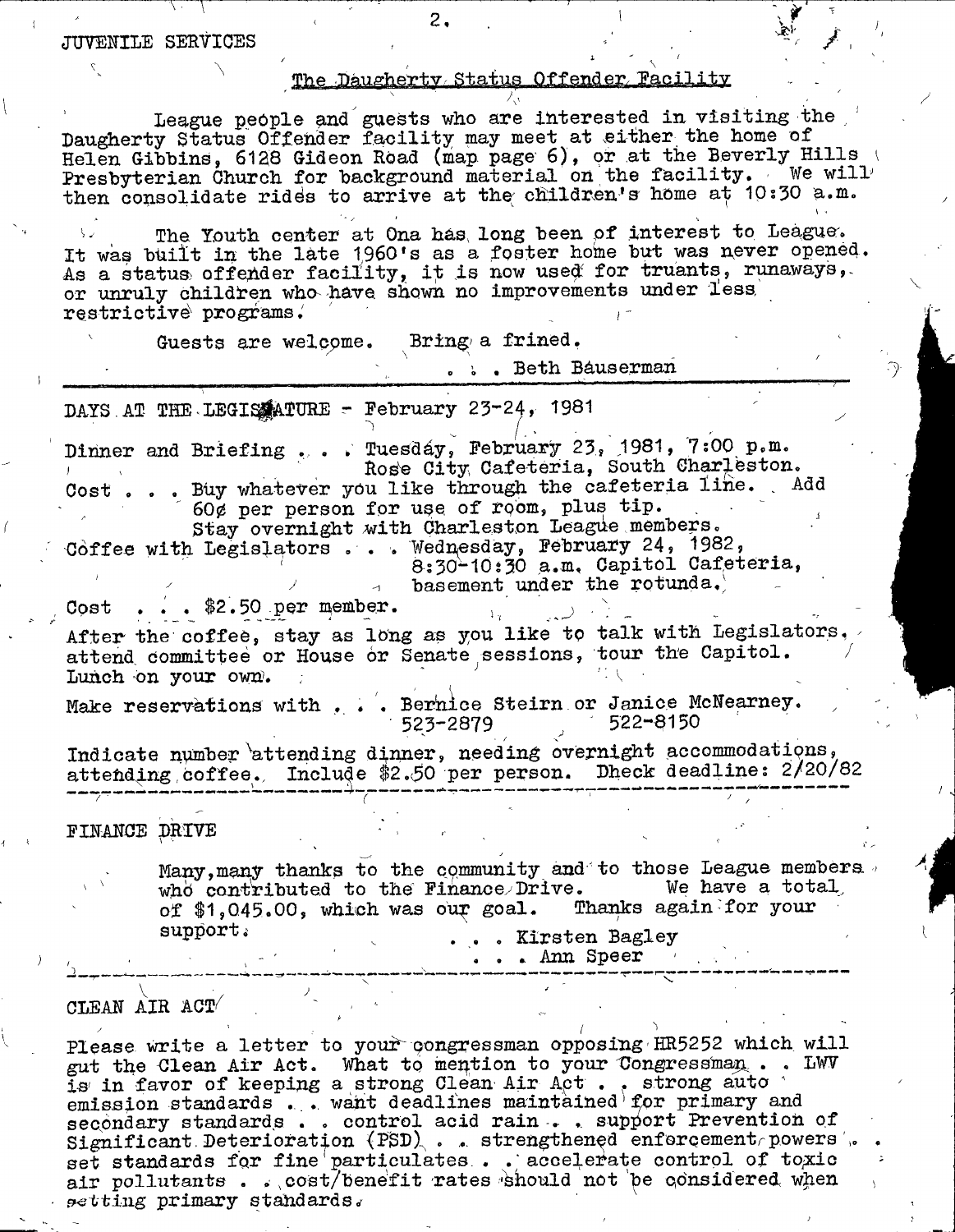JUVENILE SERVICES

## The Daugherty Status Offender Facility

League people and guests who are interested in visiting the Daugherty Status Offender facility may meet at either the home of Helen Gibbins, 6128 Gideon Road (map page 6), or at the Beverly Hills Presbyterian Church for background material on the facility. We will then consolidate rides to arrive at the children's home at 10:30 a.m.

The Youth center at Ona has long been of interest to League. It was built in the late 1960's as a foster home but was never opened. As a status offender facility, it is now used for truants, runaways, or unruly children who have shown no improvements under less restrictive programs.

Guests are welcome. Bring a frined.

. . . Beth Bauserman

---

DAYS AT THE LEGISLATURE - February 23-24, 1981

Dinner and Briefing . . . Tuesday, February 23, 1981, 7:00 p.m. Rose City Cafeteria, South Charleston.

Cost . . . Buy whatever you like through the cafeteria line. Add 60¢ per person for use of room, plus tip. Stay overnight with Charleston League members.

Coffee with Legislators . . . Wednesday, February 24, 1982, 8:30-10:30 a.m. Capitol Cafeteria, basement under the rotunda.

Cost . . . $2.50 per member.

After the coffee, stay as long as you like to talk with Legislators, attend committee or House or Senate sessions, tour the Capitol. Lunch on your own.

Make reservations with . . . Bernice Steirn or Janice McNearney.
523-2879 522-8150

Indicate number attending dinner, needing overnight accommodations, attending coffee. Include $2.50 per person. Dheck deadline: 2/20/82

---

FINANCE DRIVE

Many, many thanks to the community and to those League members who contributed to the Finance Drive. We have a total of $1,045.00, which was our goal. Thanks again for your support.

. . . Kirsten Bagley
. . . Ann Speer

---

CLEAN AIR ACT

Please write a letter to your congressman opposing HR5252 which will gut the Clean Air Act. What to mention to your Congressman . . LWV is in favor of keeping a strong Clean Air Act . . strong auto emission standards . . want deadlines maintained for primary and secondary standards . . control acid rain . . support Prevention of Significant Deterioration (PSD) . . strengthened enforcement powers . . set standards for fine particulates . . accelerate control of toxic air pollutants . . cost/benefit rates should not be considered when setting primary standards.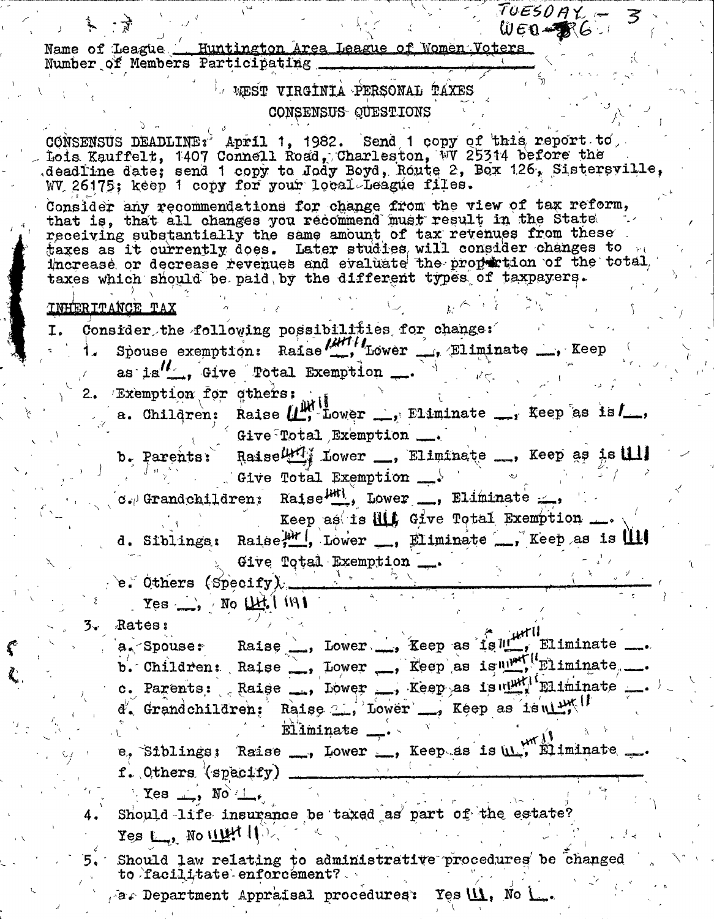TUESDAY - 3
WED - 6

Name of League Huntington Area League of Women Voters
Number of Members Participating ___________

# WEST VIRGINIA PERSONAL TAXES
## CONSENSUS QUESTIONS

CONSENSUS DEADLINE: April 1, 1982. Send 1 copy of this report to Lois Kauffelt, 1407 Connell Road, Charleston, WV 25314 before the deadline date; send 1 copy to Jody Boyd, Route 2, Box 126, Sistersville, WV 26175; keep 1 copy for your local League files.

Consider any recommendations for change from the view of tax reform, that is, that all changes you recommend must result in the State receiving substantially the same amount of tax revenues from these taxes as it currently does. Later studies will consider changes to increase or decrease revenues and evaluate the proportion of the total taxes which should be paid by the different types of taxpayers.

### INHERITANCE TAX

I. Consider the following possibilities for change:

1. Spouse exemption: Raise |||| |||, Lower ___, Eliminate ___, Keep as is || , Give Total Exemption ___.

2. Exemption for others:
   - a. Children: Raise |||| ||||, Lower ___, Eliminate ___, Keep as is |, Give Total Exemption ___.
   - b. Parents: Raise ||||, Lower ___, Eliminate ___, Keep as is ||||, Give Total Exemption ___.
   - c. Grandchildren: Raise |||| |, Lower ___, Eliminate ___, Keep as is ||||, Give Total Exemption ___.
   - d. Siblings: Raise |||| |, Lower ___, Eliminate ___, Keep as is ||||, Give Total Exemption ___.
   - e. Others (Specify) ___________
     Yes ___, No |||| ||||

3. Rates:
   - a. Spouse: Raise ___, Lower ___, Keep as is ||| |||| ||, Eliminate ___.
   - b. Children: Raise ___, Lower ___, Keep as is ||| |||| ||, Eliminate ___.
   - c. Parents: Raise ___, Lower ___, Keep as is ||| |||| ||, Eliminate ___.
   - d. Grandchildren: Raise ___, Lower ___, Keep as is ||| |||| ||, Eliminate ___.
   - e. Siblings: Raise ___, Lower ___, Keep as is ||| |||| ||, Eliminate ___.
   - f. Others (specify) ___________
     Yes ___, No |.

4. Should life insurance be taxed as part of the estate?
   Yes |, No ||| |||| ||

5. Should law relating to administrative procedures be changed to facilitate enforcement?
   - a. Department Appraisal procedures: Yes |||, No |.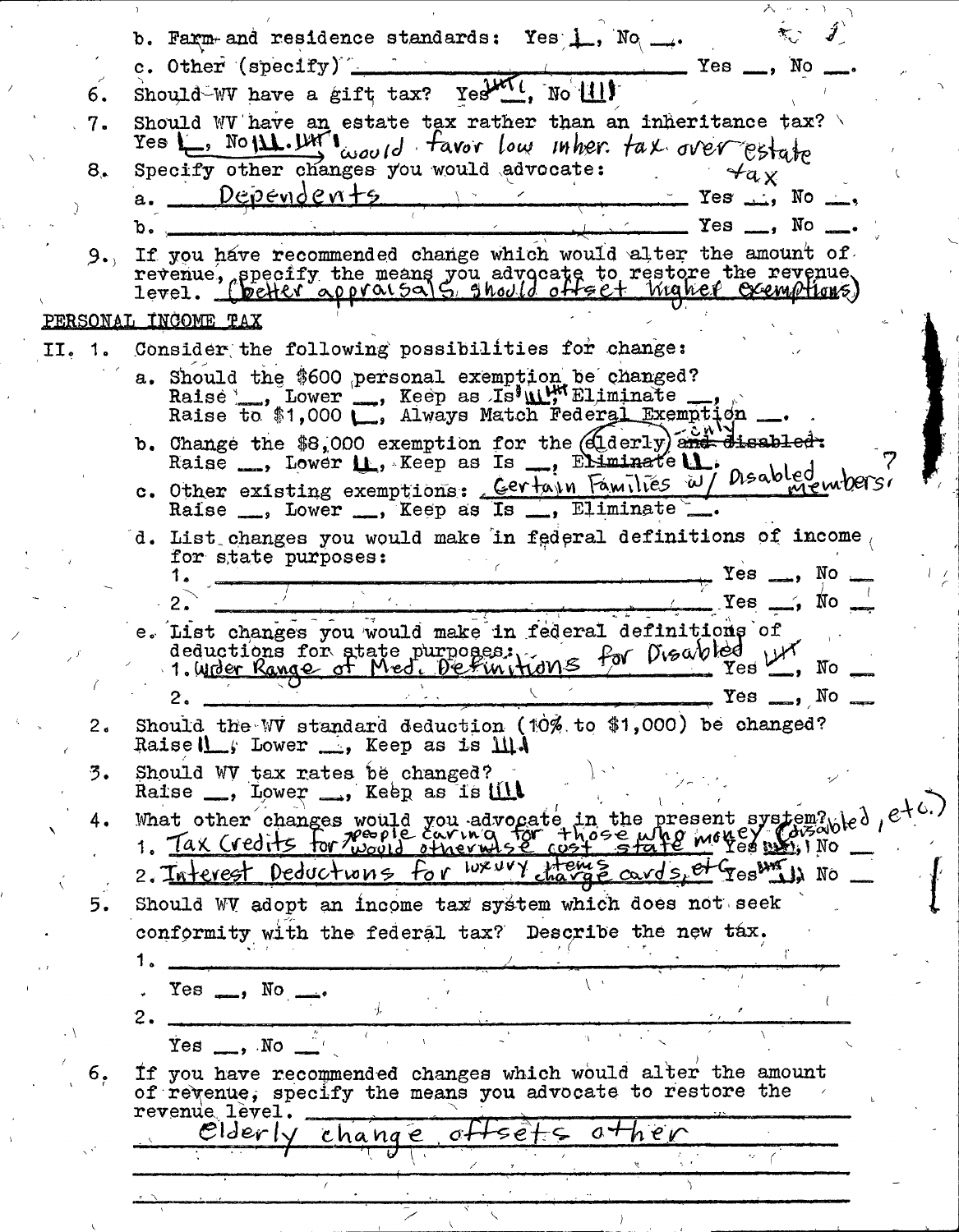b. Farm and residence standards: Yes 1, No __.

c. Other (specify) ______________ Yes __, No __.

6. Should WV have a gift tax? Yes ||||l, No |||

7. Should WV have an estate tax rather than an inheritance tax? Yes l, No ||.||||l would favor low inher. tax over estate tax

8. Specify other changes you would advocate:

   a. Dependents ______________ Yes __, No __.

   b. ______________ Yes __, No __.

9. If you have recommended change which would alter the amount of revenue, specify the means you advocate to restore the revenue level. (better appraisals should offset higher exemptions)

PERSONAL INCOME TAX

II. 1. Consider the following possibilities for change:

   a. Should the $600 personal exemption be changed? Raise __, Lower __, Keep as Is ||||||, Eliminate __, Raise to $1,000 l, Always Match Federal Exemption __.

   b. Change the $8,000 exemption for the (elderly) -only ~~and disabled~~: Raise __, Lower ||, Keep as Is __, Eliminate ||. ?

   c. Other existing exemptions: Certain Families w/ Disabled members. Raise __, Lower __, Keep as Is __, Eliminate __.

   d. List changes you would make in federal definitions of income for state purposes:

      1. ______________ Yes __, No __

      2. ______________ Yes __, No __

   e. List changes you would make in federal definitions of deductions for state purposes:

      1. Wider Range of Med. Definitions for Disabled Yes ||||, No __

      2. ______________ Yes __, No __

2. Should the WV standard deduction (10% to $1,000) be changed? Raise ||, Lower __, Keep as is |||.

3. Should WV tax rates be changed? Raise __, Lower __, Keep as is ||||

4. What other changes would you advocate in the present system?

   1. Tax Credits for people caring for those who would otherwise cost state money (disabled, etc.) Yes ||||, No __

   2. Interest Deductions for luxury items charge cards, etc. Yes |||| ||, No __

5. Should WV adopt an income tax system which does not seek conformity with the federal tax? Describe the new tax.

   1. ______________

   Yes __, No __.

   2. ______________

   Yes __, No __

6. If you have recommended changes which would alter the amount of revenue, specify the means you advocate to restore the revenue level.

   Elderly change offsets other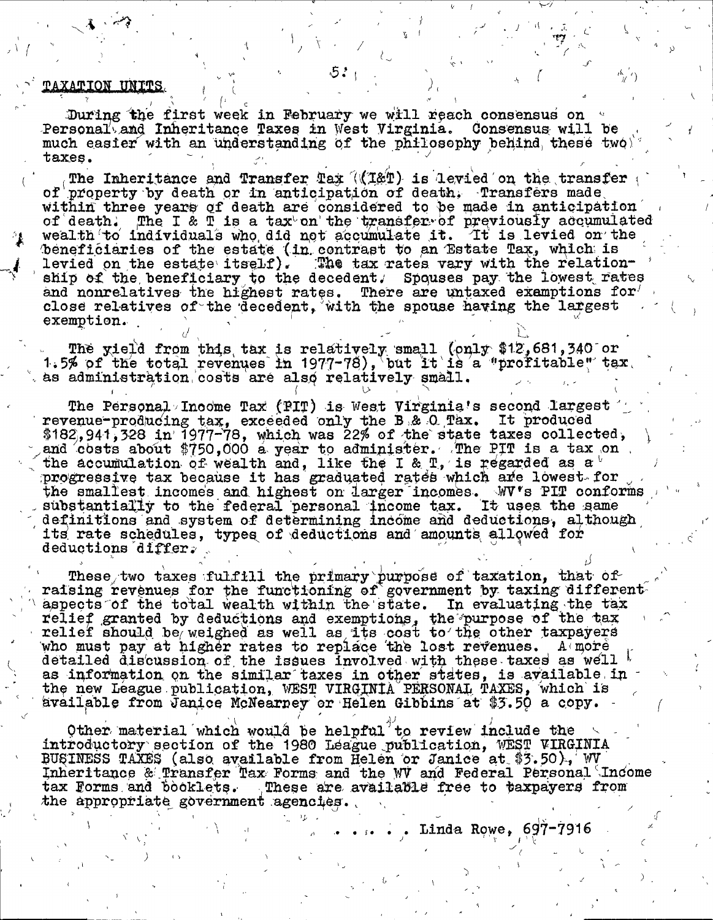## TAXATION UNITS

During the first week in February we will reach consensus on Personal and Inheritance Taxes in West Virginia. Consensus will be much easier with an understanding of the philosophy behind these two taxes.

The Inheritance and Transfer Tax (I&T) is levied on the transfer of property by death or in anticipation of death. Transfers made within three years of death are considered to be made in anticipation of death. The I & T is a tax on the transfer of previously accumulated wealth to individuals who did not accumulate it. It is levied on the beneficiaries of the estate (in contrast to an Estate Tax, which is levied on the estate itself). The tax rates vary with the relationship of the beneficiary to the decedent. Spouses pay the lowest rates and nonrelatives the highest rates. There are untaxed examptions for close relatives of the decedent, with the spouse having the largest exemption.

The yield from this tax is relatively small (only $12,681,340 or 1.5% of the total revenues in 1977-78), but it is a "profitable" tax as administration costs are also relatively small.

The Personal Income Tax (PIT) is West Virginia's second largest revenue-producing tax, exceeded only the B & O Tax. It produced $182,941,328 in 1977-78, which was 22% of the state taxes collected, and costs about $750,000 a year to administer. The PIT is a tax on the accumulation of wealth and, like the I & T, is regarded as a progressive tax because it has graduated rates which are lowest for the smallest incomes and highest on larger incomes. WV's PIT conforms substantially to the federal personal income tax. It uses the same definitions and system of determining income and deductions, although its rate schedules, types of deductions and amounts allowed for deductions differ.

These two taxes fulfill the primary purpose of taxation, that of raising revenues for the functioning of government by taxing different aspects of the total wealth within the state. In evaluating the tax relief granted by deductions and exemptions, the purpose of the tax relief should be weighed as well as its cost to the other taxpayers who must pay at higher rates to replace the lost revenues. A more detailed discussion of the issues involved with these taxes as well as information on the similar taxes in other states, is available in the new League publication, WEST VIRGINIA PERSONAL TAXES, which is available from Janice McNearney or Helen Gibbins at $3.50 a copy.

Other material which would be helpful to review include the introductory section of the 1980 League publication, WEST VIRGINIA BUSINESS TAXES (also available from Helen or Janice at $3.50), WV Inheritance & Transfer Tax Forms and the WV and Federal Personal Income tax Forms and booklets. These are available free to taxpayers from the appropriate government agencies.

. . . . . Linda Rowe, 697-7916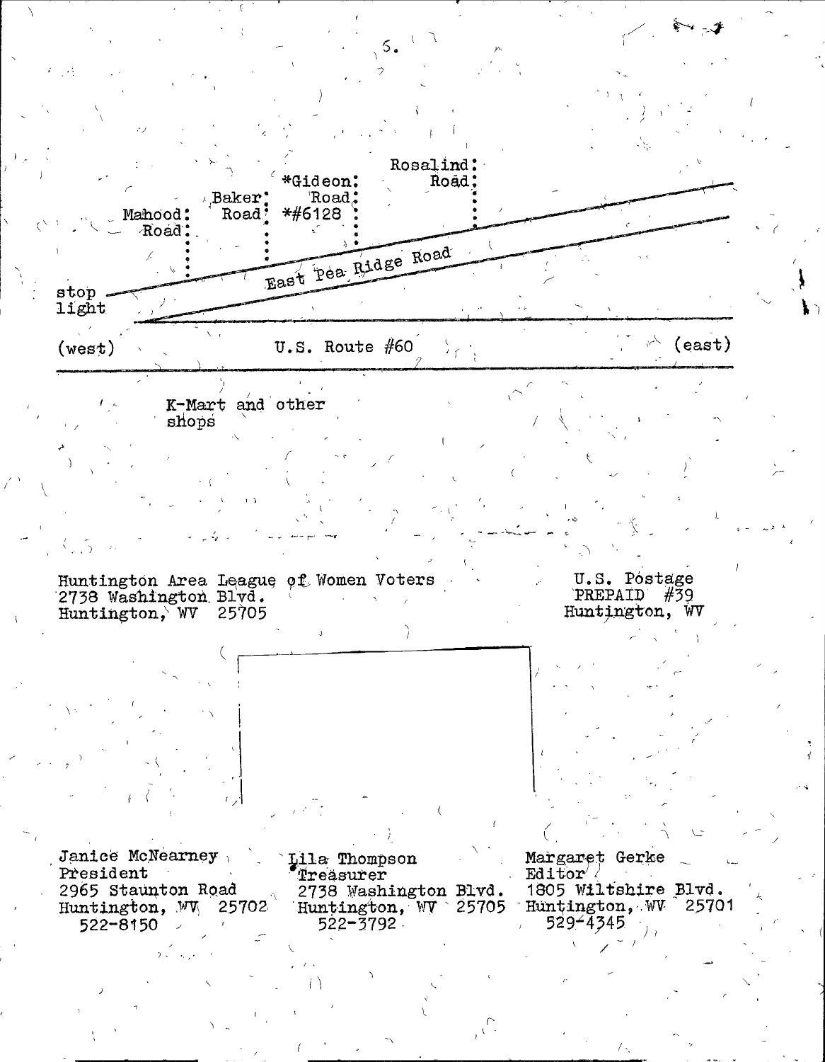Rosalind Road

*Gideon Road

*#6128

Baker Road

Mahood Road

East Pea Ridge Road

stop light

(west)

U.S. Route #60

(east)

K-Mart and other shops

Huntington Area League of Women Voters
2738 Washington Blvd.
Huntington, WV 25705

U.S. Postage
PREPAID #39
Huntington, WV

Janice McNearney
President
2965 Staunton Road
Huntington, WV 25702
522-8150

Lila Thompson
Treasurer
2738 Washington Blvd.
Huntington, WV 25705
522-3792

Margaret Gerke
Editor
1805 Wiltshire Blvd.
Huntington, WV 25701
529-4345